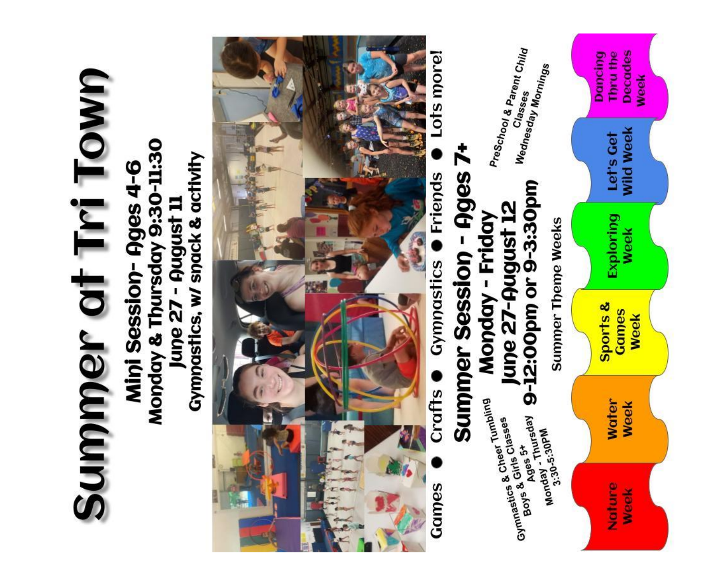# Summer at Tri Town

## Mini Session- Ages 4-6

**Monday & Thursday 9:30-11:30**
**June 27 - August 11**
**Gymnastics, w/ snack & activity**

Games ● Crafts ● Gymnastics ● Friends ● Lots more!

## Summer Session - Ages 7+

**Monday - Friday**
**June 27-August 12**
**9-12:00pm or 9-3:30pm**

Gymnastics & Cheer Tumbling
Gymnastics & Girls Classes
Boys & Girls Classes
Ages 5+
Monday - Thursday
3:30-5:30PM

PreSchool & Parent Child
Classes
Wednesday Mornings

### Summer Theme Weeks

- Nature Week
- Water Week
- Sports & Games Week
- Exploring Week
- Let's Get Wild Week
- Dancing Thru the Decades Week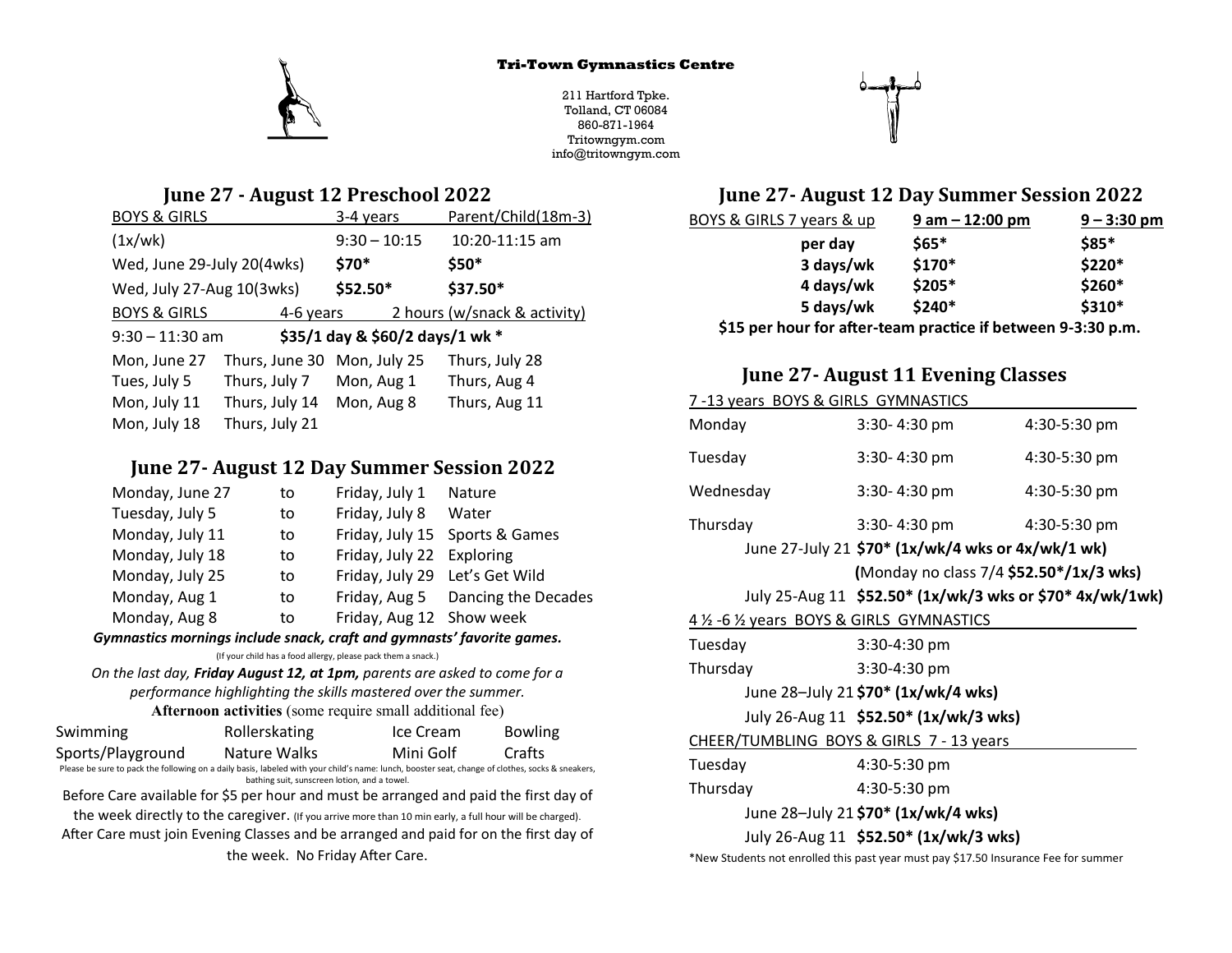**Tri-Town Gymnastics Centre**

211 Hartford Tpke.
Tolland, CT 06084
860-871-1964
Tritowngym.com
info@tritowngym.com

## June 27 - August 12 Preschool 2022

| BOYS & GIRLS | 3-4 years | Parent/Child(18m-3) |
|---|---|---|
| (1x/wk) | 9:30 – 10:15 | 10:20-11:15 am |
| Wed, June 29-July 20(4wks) | **$70*** | **$50*** |
| Wed, July 27-Aug 10(3wks) | **$52.50*** | **$37.50*** |

BOYS & GIRLS 4-6 years 2 hours (w/snack & activity)

9:30 – 11:30 am **$35/1 day & $60/2 days/1 wk ***

| | | | |
|---|---|---|---|
| Mon, June 27 | Thurs, June 30 | Mon, July 25 | Thurs, July 28 |
| Tues, July 5 | Thurs, July 7 | Mon, Aug 1 | Thurs, Aug 4 |
| Mon, July 11 | Thurs, July 14 | Mon, Aug 8 | Thurs, Aug 11 |
| Mon, July 18 | Thurs, July 21 | | |

## June 27- August 12 Day Summer Session 2022

| | | | |
|---|---|---|---|
| Monday, June 27 | to | Friday, July 1 | Nature |
| Tuesday, July 5 | to | Friday, July 8 | Water |
| Monday, July 11 | to | Friday, July 15 | Sports & Games |
| Monday, July 18 | to | Friday, July 22 | Exploring |
| Monday, July 25 | to | Friday, July 29 | Let's Get Wild |
| Monday, Aug 1 | to | Friday, Aug 5 | Dancing the Decades |
| Monday, Aug 8 | to | Friday, Aug 12 | Show week |

***Gymnastics mornings include snack, craft and gymnasts' favorite games.***

(If your child has a food allergy, please pack them a snack.)

*On the last day, **Friday August 12, at 1pm,** parents are asked to come for a performance highlighting the skills mastered over the summer.*

**Afternoon activities** (some require small additional fee)

| | | | |
|---|---|---|---|
| Swimming | Rollerskating | Ice Cream | Bowling |
| Sports/Playground | Nature Walks | Mini Golf | Crafts |

Please be sure to pack the following on a daily basis, labeled with your child's name: lunch, booster seat, change of clothes, socks & sneakers, bathing suit, sunscreen lotion, and a towel.

Before Care available for $5 per hour and must be arranged and paid the first day of the week directly to the caregiver. (If you arrive more than 10 min early, a full hour will be charged).
After Care must join Evening Classes and be arranged and paid for on the first day of the week. No Friday After Care.

## June 27- August 12 Day Summer Session 2022

| BOYS & GIRLS 7 years & up | 9 am – 12:00 pm | 9 – 3:30 pm |
|---|---|---|
| **per day** | **$65*** | **$85*** |
| **3 days/wk** | **$170*** | **$220*** |
| **4 days/wk** | **$205*** | **$260*** |
| **5 days/wk** | **$240*** | **$310*** |

**$15 per hour for after-team practice if between 9-3:30 p.m.**

## June 27- August 11 Evening Classes

7 -13 years BOYS & GIRLS GYMNASTICS

| | | |
|---|---|---|
| Monday | 3:30- 4:30 pm | 4:30-5:30 pm |
| Tuesday | 3:30- 4:30 pm | 4:30-5:30 pm |
| Wednesday | 3:30- 4:30 pm | 4:30-5:30 pm |
| Thursday | 3:30- 4:30 pm | 4:30-5:30 pm |

June 27-July 21 **$70* (1x/wk/4 wks or 4x/wk/1 wk)**
**(**Monday no class 7/4 **$52.50*/1x/3 wks)**
July 25-Aug 11 **$52.50* (1x/wk/3 wks or $70* 4x/wk/1wk)**

4 ½ -6 ½ years BOYS & GIRLS GYMNASTICS

| | |
|---|---|
| Tuesday | 3:30-4:30 pm |
| Thursday | 3:30-4:30 pm |

June 28–July 21 **$70* (1x/wk/4 wks)**
July 26-Aug 11 **$52.50* (1x/wk/3 wks)**

CHEER/TUMBLING BOYS & GIRLS 7 - 13 years

| | |
|---|---|
| Tuesday | 4:30-5:30 pm |
| Thursday | 4:30-5:30 pm |

June 28–July 21 **$70* (1x/wk/4 wks)**
July 26-Aug 11 **$52.50* (1x/wk/3 wks)**

*New Students not enrolled this past year must pay $17.50 Insurance Fee for summer